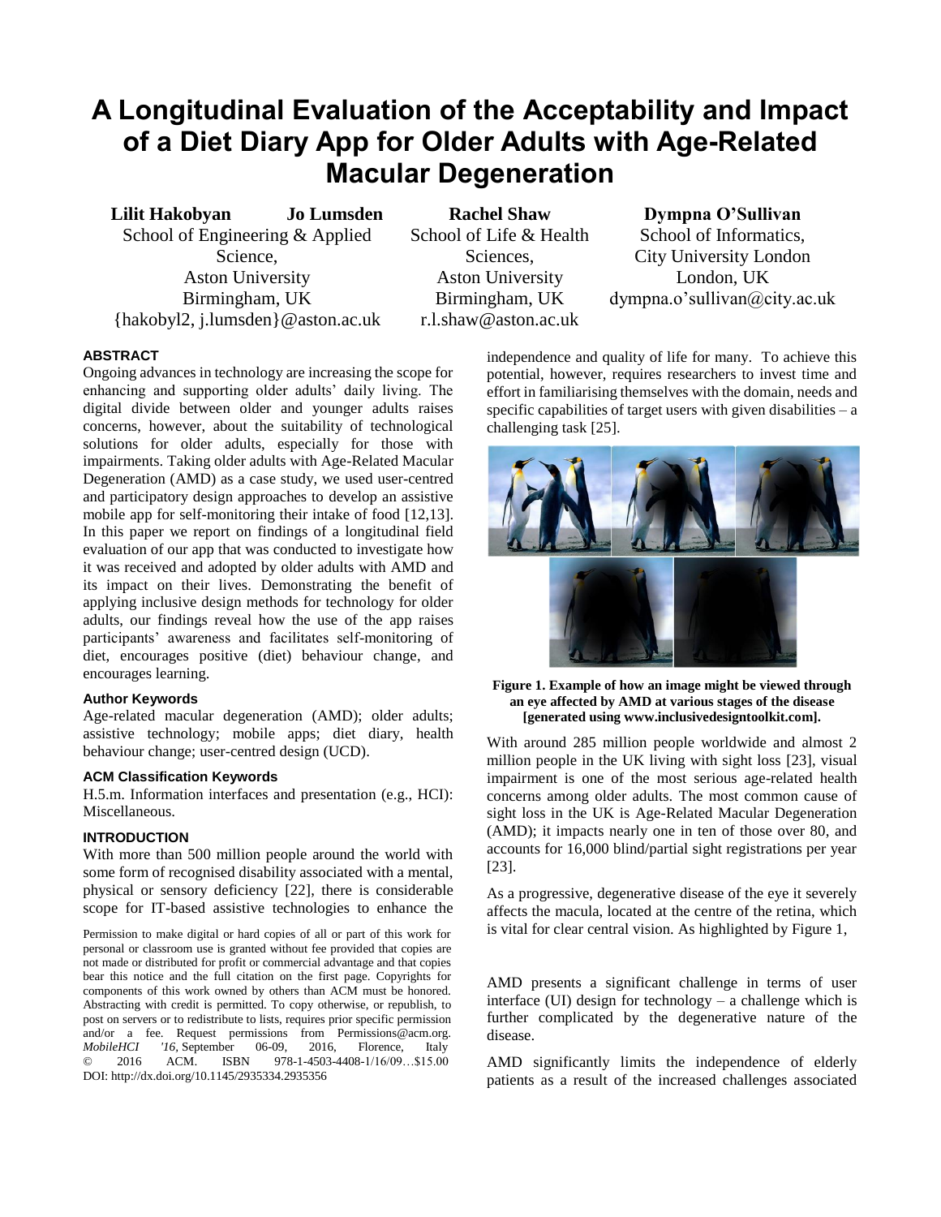# A Longitudinal Evaluation of the Acceptability and Impact of a Diet Diary App for Older Adults with Age-Related Macular Degeneration

**Lilit Hakobyan** **Jo Lumsden**
School of Engineering & Applied Science,
Aston University
Birmingham, UK
{hakobyl2, j.lumsden}@aston.ac.uk

**Rachel Shaw**
School of Life & Health Sciences,
Aston University
Birmingham, UK
r.l.shaw@aston.ac.uk

**Dympna O'Sullivan**
School of Informatics,
City University London
London, UK
dympna.o'sullivan@city.ac.uk

## ABSTRACT

Ongoing advances in technology are increasing the scope for enhancing and supporting older adults' daily living. The digital divide between older and younger adults raises concerns, however, about the suitability of technological solutions for older adults, especially for those with impairments. Taking older adults with Age-Related Macular Degeneration (AMD) as a case study, we used user-centred and participatory design approaches to develop an assistive mobile app for self-monitoring their intake of food [12,13]. In this paper we report on findings of a longitudinal field evaluation of our app that was conducted to investigate how it was received and adopted by older adults with AMD and its impact on their lives. Demonstrating the benefit of applying inclusive design methods for technology for older adults, our findings reveal how the use of the app raises participants' awareness and facilitates self-monitoring of diet, encourages positive (diet) behaviour change, and encourages learning.

### Author Keywords

Age-related macular degeneration (AMD); older adults; assistive technology; mobile apps; diet diary, health behaviour change; user-centred design (UCD).

### ACM Classification Keywords

H.5.m. Information interfaces and presentation (e.g., HCI): Miscellaneous.

## INTRODUCTION

With more than 500 million people around the world with some form of recognised disability associated with a mental, physical or sensory deficiency [22], there is considerable scope for IT-based assistive technologies to enhance the independence and quality of life for many. To achieve this potential, however, requires researchers to invest time and effort in familiarising themselves with the domain, needs and specific capabilities of target users with given disabilities – a challenging task [25].

**Figure 1. Example of how an image might be viewed through an eye affected by AMD at various stages of the disease [generated using www.inclusivedesigntoolkit.com].**

With around 285 million people worldwide and almost 2 million people in the UK living with sight loss [23], visual impairment is one of the most serious age-related health concerns among older adults. The most common cause of sight loss in the UK is Age-Related Macular Degeneration (AMD); it impacts nearly one in ten of those over 80, and accounts for 16,000 blind/partial sight registrations per year [23].

As a progressive, degenerative disease of the eye it severely affects the macula, located at the centre of the retina, which is vital for clear central vision. As highlighted by Figure 1, AMD presents a significant challenge in terms of user interface (UI) design for technology – a challenge which is further complicated by the degenerative nature of the disease.

AMD significantly limits the independence of elderly patients as a result of the increased challenges associated

Permission to make digital or hard copies of all or part of this work for personal or classroom use is granted without fee provided that copies are not made or distributed for profit or commercial advantage and that copies bear this notice and the full citation on the first page. Copyrights for components of this work owned by others than ACM must be honored. Abstracting with credit is permitted. To copy otherwise, or republish, to post on servers or to redistribute to lists, requires prior specific permission and/or a fee. Request permissions from Permissions@acm.org.
*MobileHCI '16*, September 06-09, 2016, Florence, Italy
© 2016 ACM. ISBN 978-1-4503-4408-1/16/09…$15.00
DOI: http://dx.doi.org/10.1145/2935334.2935356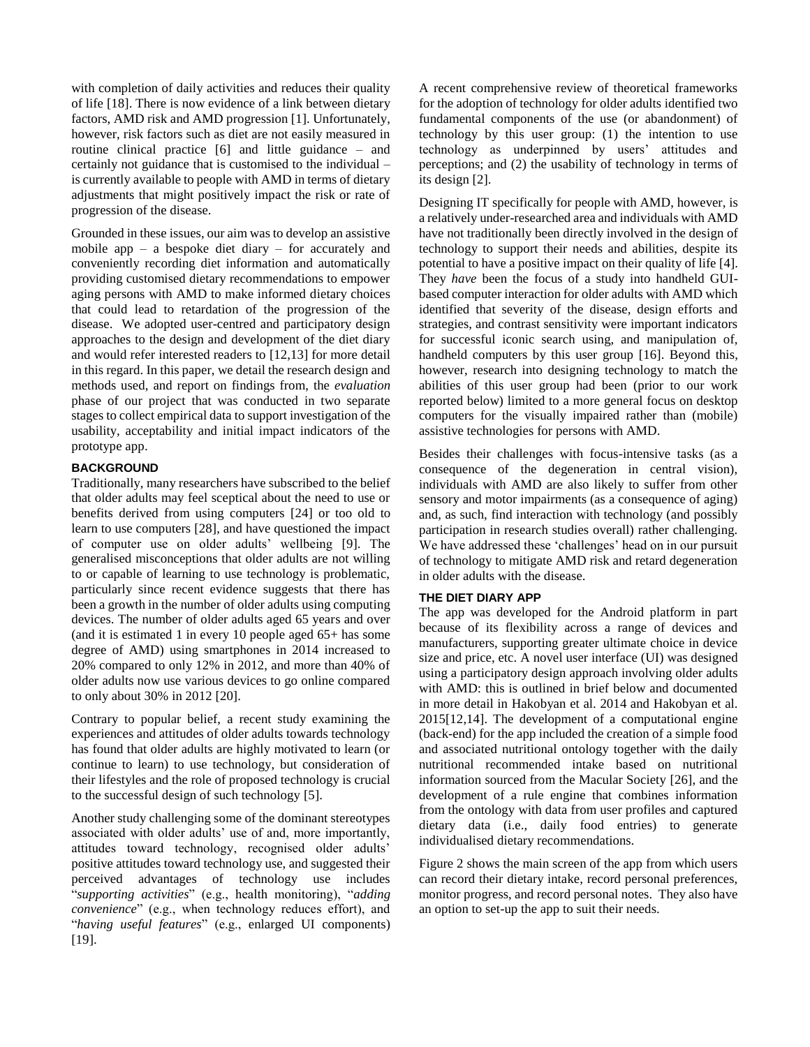with completion of daily activities and reduces their quality of life [18]. There is now evidence of a link between dietary factors, AMD risk and AMD progression [1]. Unfortunately, however, risk factors such as diet are not easily measured in routine clinical practice [6] and little guidance – and certainly not guidance that is customised to the individual – is currently available to people with AMD in terms of dietary adjustments that might positively impact the risk or rate of progression of the disease.

Grounded in these issues, our aim was to develop an assistive mobile app – a bespoke diet diary – for accurately and conveniently recording diet information and automatically providing customised dietary recommendations to empower aging persons with AMD to make informed dietary choices that could lead to retardation of the progression of the disease. We adopted user-centred and participatory design approaches to the design and development of the diet diary and would refer interested readers to [12,13] for more detail in this regard. In this paper, we detail the research design and methods used, and report on findings from, the *evaluation* phase of our project that was conducted in two separate stages to collect empirical data to support investigation of the usability, acceptability and initial impact indicators of the prototype app.

## BACKGROUND

Traditionally, many researchers have subscribed to the belief that older adults may feel sceptical about the need to use or benefits derived from using computers [24] or too old to learn to use computers [28], and have questioned the impact of computer use on older adults' wellbeing [9]. The generalised misconceptions that older adults are not willing to or capable of learning to use technology is problematic, particularly since recent evidence suggests that there has been a growth in the number of older adults using computing devices. The number of older adults aged 65 years and over (and it is estimated 1 in every 10 people aged 65+ has some degree of AMD) using smartphones in 2014 increased to 20% compared to only 12% in 2012, and more than 40% of older adults now use various devices to go online compared to only about 30% in 2012 [20].

Contrary to popular belief, a recent study examining the experiences and attitudes of older adults towards technology has found that older adults are highly motivated to learn (or continue to learn) to use technology, but consideration of their lifestyles and the role of proposed technology is crucial to the successful design of such technology [5].

Another study challenging some of the dominant stereotypes associated with older adults' use of and, more importantly, attitudes toward technology, recognised older adults' positive attitudes toward technology use, and suggested their perceived advantages of technology use includes "*supporting activities*" (e.g., health monitoring), "*adding convenience*" (e.g., when technology reduces effort), and "*having useful features*" (e.g., enlarged UI components) [19].

A recent comprehensive review of theoretical frameworks for the adoption of technology for older adults identified two fundamental components of the use (or abandonment) of technology by this user group: (1) the intention to use technology as underpinned by users' attitudes and perceptions; and (2) the usability of technology in terms of its design [2].

Designing IT specifically for people with AMD, however, is a relatively under-researched area and individuals with AMD have not traditionally been directly involved in the design of technology to support their needs and abilities, despite its potential to have a positive impact on their quality of life [4]. They *have* been the focus of a study into handheld GUI-based computer interaction for older adults with AMD which identified that severity of the disease, design efforts and strategies, and contrast sensitivity were important indicators for successful iconic search using, and manipulation of, handheld computers by this user group [16]. Beyond this, however, research into designing technology to match the abilities of this user group had been (prior to our work reported below) limited to a more general focus on desktop computers for the visually impaired rather than (mobile) assistive technologies for persons with AMD.

Besides their challenges with focus-intensive tasks (as a consequence of the degeneration in central vision), individuals with AMD are also likely to suffer from other sensory and motor impairments (as a consequence of aging) and, as such, find interaction with technology (and possibly participation in research studies overall) rather challenging. We have addressed these 'challenges' head on in our pursuit of technology to mitigate AMD risk and retard degeneration in older adults with the disease.

## THE DIET DIARY APP

The app was developed for the Android platform in part because of its flexibility across a range of devices and manufacturers, supporting greater ultimate choice in device size and price, etc. A novel user interface (UI) was designed using a participatory design approach involving older adults with AMD: this is outlined in brief below and documented in more detail in Hakobyan et al. 2014 and Hakobyan et al. 2015[12,14]. The development of a computational engine (back-end) for the app included the creation of a simple food and associated nutritional ontology together with the daily nutritional recommended intake based on nutritional information sourced from the Macular Society [26], and the development of a rule engine that combines information from the ontology with data from user profiles and captured dietary data (i.e., daily food entries) to generate individualised dietary recommendations.

Figure 2 shows the main screen of the app from which users can record their dietary intake, record personal preferences, monitor progress, and record personal notes. They also have an option to set-up the app to suit their needs.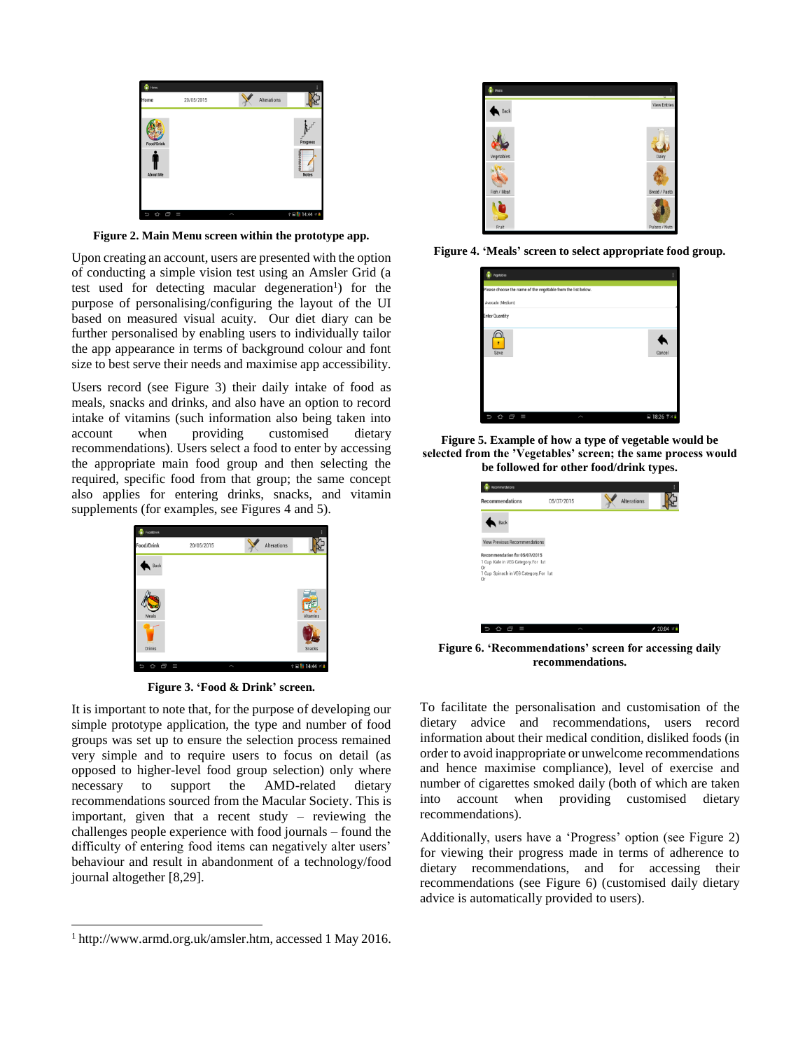**Figure 2. Main Menu screen within the prototype app.**

Upon creating an account, users are presented with the option of conducting a simple vision test using an Amsler Grid (a test used for detecting macular degeneration[1]) for the purpose of personalising/configuring the layout of the UI based on measured visual acuity. Our diet diary can be further personalised by enabling users to individually tailor the app appearance in terms of background colour and font size to best serve their needs and maximise app accessibility.

Users record (see Figure 3) their daily intake of food as meals, snacks and drinks, and also have an option to record intake of vitamins (such information also being taken into account when providing customised dietary recommendations). Users select a food to enter by accessing the appropriate main food group and then selecting the required, specific food from that group; the same concept also applies for entering drinks, snacks, and vitamin supplements (for examples, see Figures 4 and 5).

**Figure 3. 'Food & Drink' screen.**

It is important to note that, for the purpose of developing our simple prototype application, the type and number of food groups was set up to ensure the selection process remained very simple and to require users to focus on detail (as opposed to higher-level food group selection) only where necessary to support the AMD-related dietary recommendations sourced from the Macular Society. This is important, given that a recent study – reviewing the challenges people experience with food journals – found the difficulty of entering food items can negatively alter users' behaviour and result in abandonment of a technology/food journal altogether [8,29].

**Figure 4. 'Meals' screen to select appropriate food group.**

**Figure 5. Example of how a type of vegetable would be selected from the 'Vegetables' screen; the same process would be followed for other food/drink types.**

**Figure 6. 'Recommendations' screen for accessing daily recommendations.**

To facilitate the personalisation and customisation of the dietary advice and recommendations, users record information about their medical condition, disliked foods (in order to avoid inappropriate or unwelcome recommendations and hence maximise compliance), level of exercise and number of cigarettes smoked daily (both of which are taken into account when providing customised dietary recommendations).

Additionally, users have a 'Progress' option (see Figure 2) for viewing their progress made in terms of adherence to dietary recommendations, and for accessing their recommendations (see Figure 6) (customised daily dietary advice is automatically provided to users).

---

[1] http://www.armd.org.uk/amsler.htm, accessed 1 May 2016.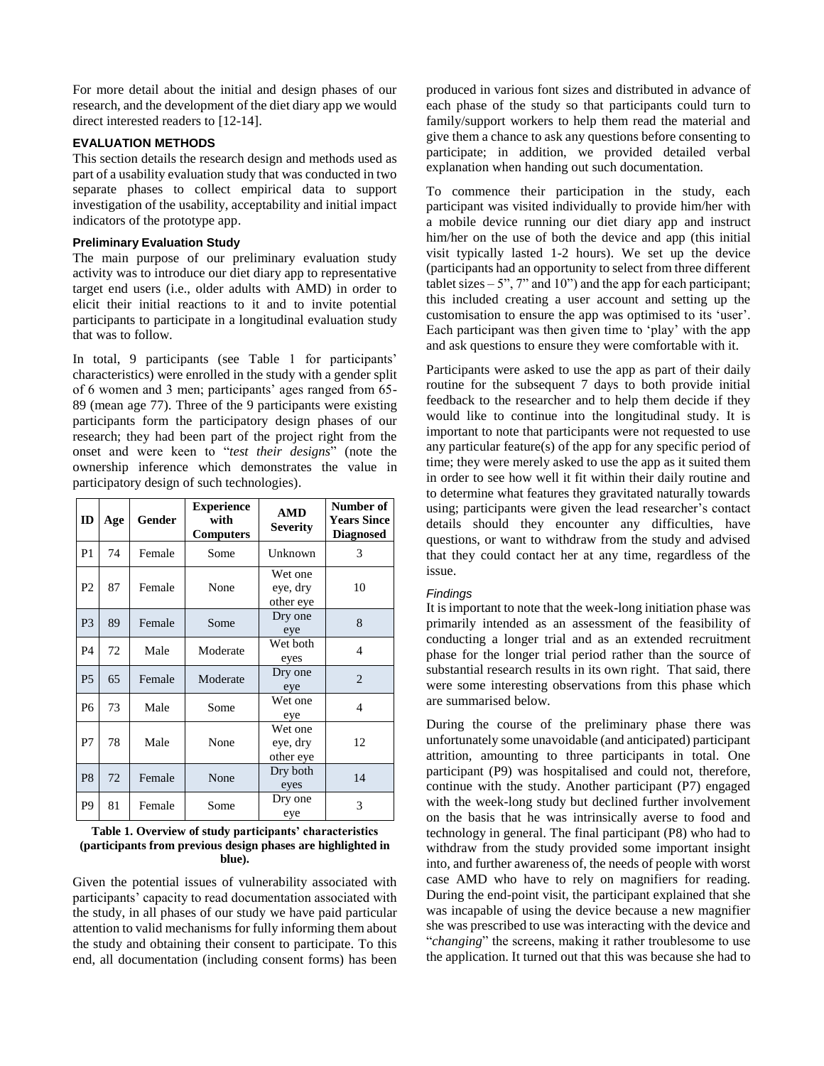For more detail about the initial and design phases of our research, and the development of the diet diary app we would direct interested readers to [12-14].

## EVALUATION METHODS

This section details the research design and methods used as part of a usability evaluation study that was conducted in two separate phases to collect empirical data to support investigation of the usability, acceptability and initial impact indicators of the prototype app.

### Preliminary Evaluation Study

The main purpose of our preliminary evaluation study activity was to introduce our diet diary app to representative target end users (i.e., older adults with AMD) in order to elicit their initial reactions to it and to invite potential participants to participate in a longitudinal evaluation study that was to follow.

In total, 9 participants (see Table 1 for participants' characteristics) were enrolled in the study with a gender split of 6 women and 3 men; participants' ages ranged from 65-89 (mean age 77). Three of the 9 participants were existing participants form the participatory design phases of our research; they had been part of the project right from the onset and were keen to "*test their designs*" (note the ownership inference which demonstrates the value in participatory design of such technologies).

| ID | Age | Gender | Experience with Computers | AMD Severity | Number of Years Since Diagnosed |
|---|---|---|---|---|---|
| P1 | 74 | Female | Some | Unknown | 3 |
| P2 | 87 | Female | None | Wet one eye, dry other eye | 10 |
| P3 | 89 | Female | Some | Dry one eye | 8 |
| P4 | 72 | Male | Moderate | Wet both eyes | 4 |
| P5 | 65 | Female | Moderate | Dry one eye | 2 |
| P6 | 73 | Male | Some | Wet one eye | 4 |
| P7 | 78 | Male | None | Wet one eye, dry other eye | 12 |
| P8 | 72 | Female | None | Dry both eyes | 14 |
| P9 | 81 | Female | Some | Dry one eye | 3 |

**Table 1. Overview of study participants' characteristics (participants from previous design phases are highlighted in blue).**

Given the potential issues of vulnerability associated with participants' capacity to read documentation associated with the study, in all phases of our study we have paid particular attention to valid mechanisms for fully informing them about the study and obtaining their consent to participate. To this end, all documentation (including consent forms) has been produced in various font sizes and distributed in advance of each phase of the study so that participants could turn to family/support workers to help them read the material and give them a chance to ask any questions before consenting to participate; in addition, we provided detailed verbal explanation when handing out such documentation.

To commence their participation in the study, each participant was visited individually to provide him/her with a mobile device running our diet diary app and instruct him/her on the use of both the device and app (this initial visit typically lasted 1-2 hours). We set up the device (participants had an opportunity to select from three different tablet sizes – 5", 7" and 10") and the app for each participant; this included creating a user account and setting up the customisation to ensure the app was optimised to its 'user'. Each participant was then given time to 'play' with the app and ask questions to ensure they were comfortable with it.

Participants were asked to use the app as part of their daily routine for the subsequent 7 days to both provide initial feedback to the researcher and to help them decide if they would like to continue into the longitudinal study. It is important to note that participants were not requested to use any particular feature(s) of the app for any specific period of time; they were merely asked to use the app as it suited them in order to see how well it fit within their daily routine and to determine what features they gravitated naturally towards using; participants were given the lead researcher's contact details should they encounter any difficulties, have questions, or want to withdraw from the study and advised that they could contact her at any time, regardless of the issue.

#### *Findings*

It is important to note that the week-long initiation phase was primarily intended as an assessment of the feasibility of conducting a longer trial and as an extended recruitment phase for the longer trial period rather than the source of substantial research results in its own right. That said, there were some interesting observations from this phase which are summarised below.

During the course of the preliminary phase there was unfortunately some unavoidable (and anticipated) participant attrition, amounting to three participants in total. One participant (P9) was hospitalised and could not, therefore, continue with the study. Another participant (P7) engaged with the week-long study but declined further involvement on the basis that he was intrinsically averse to food and technology in general. The final participant (P8) who had to withdraw from the study provided some important insight into, and further awareness of, the needs of people with worst case AMD who have to rely on magnifiers for reading. During the end-point visit, the participant explained that she was incapable of using the device because a new magnifier she was prescribed to use was interacting with the device and "*changing*" the screens, making it rather troublesome to use the application. It turned out that this was because she had to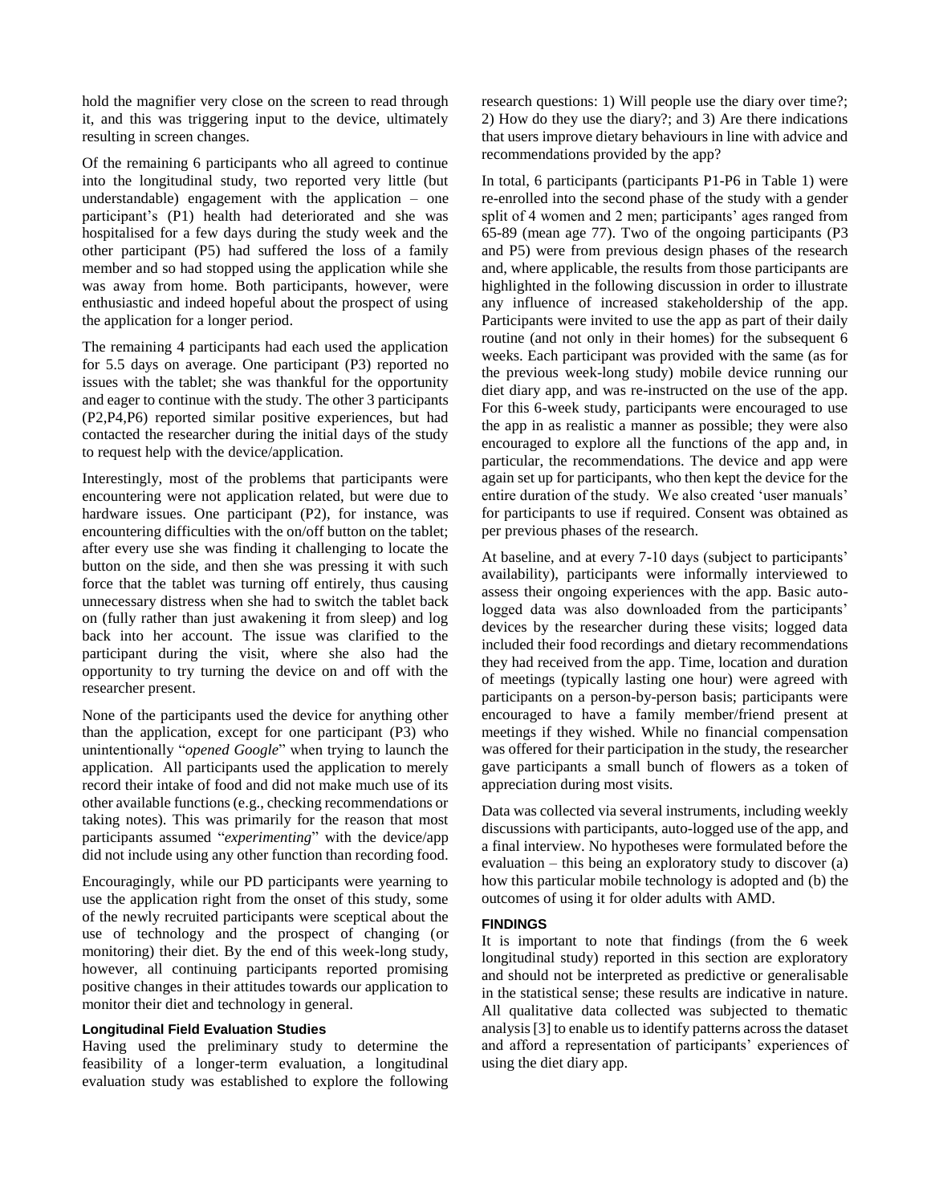hold the magnifier very close on the screen to read through it, and this was triggering input to the device, ultimately resulting in screen changes.

Of the remaining 6 participants who all agreed to continue into the longitudinal study, two reported very little (but understandable) engagement with the application – one participant's (P1) health had deteriorated and she was hospitalised for a few days during the study week and the other participant (P5) had suffered the loss of a family member and so had stopped using the application while she was away from home. Both participants, however, were enthusiastic and indeed hopeful about the prospect of using the application for a longer period.

The remaining 4 participants had each used the application for 5.5 days on average. One participant (P3) reported no issues with the tablet; she was thankful for the opportunity and eager to continue with the study. The other 3 participants (P2,P4,P6) reported similar positive experiences, but had contacted the researcher during the initial days of the study to request help with the device/application.

Interestingly, most of the problems that participants were encountering were not application related, but were due to hardware issues. One participant (P2), for instance, was encountering difficulties with the on/off button on the tablet; after every use she was finding it challenging to locate the button on the side, and then she was pressing it with such force that the tablet was turning off entirely, thus causing unnecessary distress when she had to switch the tablet back on (fully rather than just awakening it from sleep) and log back into her account. The issue was clarified to the participant during the visit, where she also had the opportunity to try turning the device on and off with the researcher present.

None of the participants used the device for anything other than the application, except for one participant (P3) who unintentionally "*opened Google*" when trying to launch the application. All participants used the application to merely record their intake of food and did not make much use of its other available functions (e.g., checking recommendations or taking notes). This was primarily for the reason that most participants assumed "*experimenting*" with the device/app did not include using any other function than recording food.

Encouragingly, while our PD participants were yearning to use the application right from the onset of this study, some of the newly recruited participants were sceptical about the use of technology and the prospect of changing (or monitoring) their diet. By the end of this week-long study, however, all continuing participants reported promising positive changes in their attitudes towards our application to monitor their diet and technology in general.

### Longitudinal Field Evaluation Studies

Having used the preliminary study to determine the feasibility of a longer-term evaluation, a longitudinal evaluation study was established to explore the following research questions: 1) Will people use the diary over time?; 2) How do they use the diary?; and 3) Are there indications that users improve dietary behaviours in line with advice and recommendations provided by the app?

In total, 6 participants (participants P1-P6 in Table 1) were re-enrolled into the second phase of the study with a gender split of 4 women and 2 men; participants' ages ranged from 65-89 (mean age 77). Two of the ongoing participants (P3 and P5) were from previous design phases of the research and, where applicable, the results from those participants are highlighted in the following discussion in order to illustrate any influence of increased stakeholdership of the app. Participants were invited to use the app as part of their daily routine (and not only in their homes) for the subsequent 6 weeks. Each participant was provided with the same (as for the previous week-long study) mobile device running our diet diary app, and was re-instructed on the use of the app. For this 6-week study, participants were encouraged to use the app in as realistic a manner as possible; they were also encouraged to explore all the functions of the app and, in particular, the recommendations. The device and app were again set up for participants, who then kept the device for the entire duration of the study. We also created 'user manuals' for participants to use if required. Consent was obtained as per previous phases of the research.

At baseline, and at every 7-10 days (subject to participants' availability), participants were informally interviewed to assess their ongoing experiences with the app. Basic auto-logged data was also downloaded from the participants' devices by the researcher during these visits; logged data included their food recordings and dietary recommendations they had received from the app. Time, location and duration of meetings (typically lasting one hour) were agreed with participants on a person-by-person basis; participants were encouraged to have a family member/friend present at meetings if they wished. While no financial compensation was offered for their participation in the study, the researcher gave participants a small bunch of flowers as a token of appreciation during most visits.

Data was collected via several instruments, including weekly discussions with participants, auto-logged use of the app, and a final interview. No hypotheses were formulated before the evaluation – this being an exploratory study to discover (a) how this particular mobile technology is adopted and (b) the outcomes of using it for older adults with AMD.

## FINDINGS

It is important to note that findings (from the 6 week longitudinal study) reported in this section are exploratory and should not be interpreted as predictive or generalisable in the statistical sense; these results are indicative in nature. All qualitative data collected was subjected to thematic analysis [3] to enable us to identify patterns across the dataset and afford a representation of participants' experiences of using the diet diary app.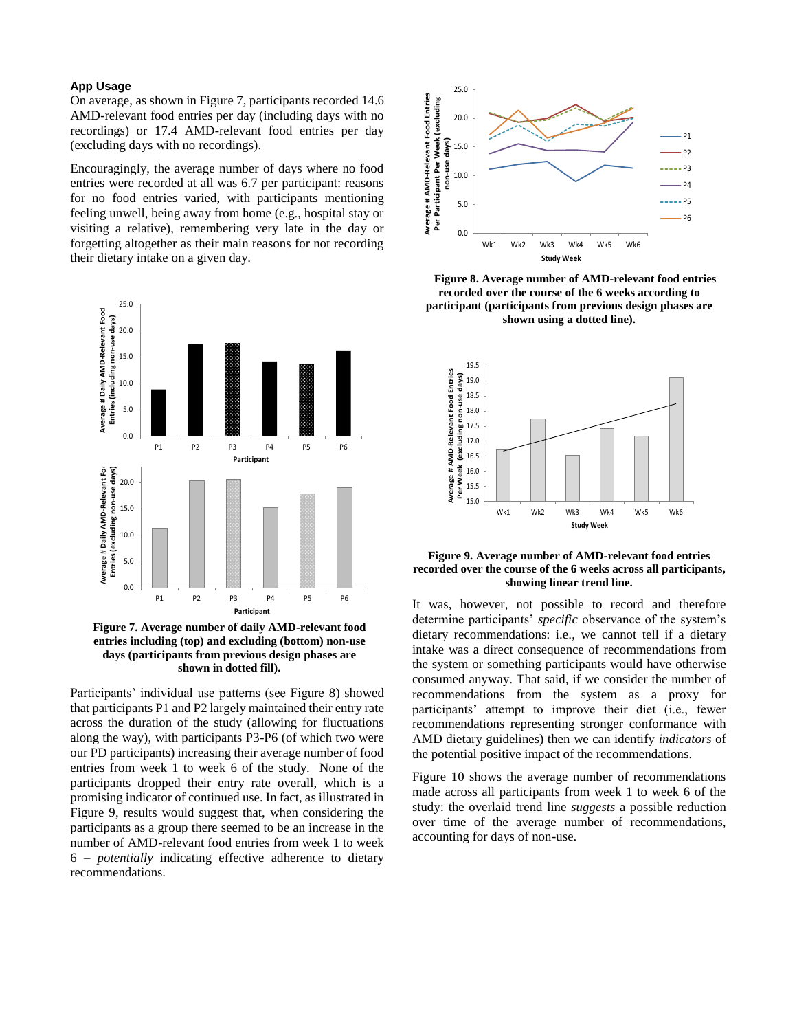### App Usage

On average, as shown in Figure 7, participants recorded 14.6 AMD-relevant food entries per day (including days with no recordings) or 17.4 AMD-relevant food entries per day (excluding days with no recordings).

Encouragingly, the average number of days where no food entries were recorded at all was 6.7 per participant: reasons for no food entries varied, with participants mentioning feeling unwell, being away from home (e.g., hospital stay or visiting a relative), remembering very late in the day or forgetting altogether as their main reasons for not recording their dietary intake on a given day.

**Figure 7. Average number of daily AMD-relevant food entries including (top) and excluding (bottom) non-use days (participants from previous design phases are shown in dotted fill).**

Participants' individual use patterns (see Figure 8) showed that participants P1 and P2 largely maintained their entry rate across the duration of the study (allowing for fluctuations along the way), with participants P3-P6 (of which two were our PD participants) increasing their average number of food entries from week 1 to week 6 of the study. None of the participants dropped their entry rate overall, which is a promising indicator of continued use. In fact, as illustrated in Figure 9, results would suggest that, when considering the participants as a group there seemed to be an increase in the number of AMD-relevant food entries from week 1 to week 6 – *potentially* indicating effective adherence to dietary recommendations.

**Figure 8. Average number of AMD-relevant food entries recorded over the course of the 6 weeks according to participant (participants from previous design phases are shown using a dotted line).**

**Figure 9. Average number of AMD-relevant food entries recorded over the course of the 6 weeks across all participants, showing linear trend line.**

It was, however, not possible to record and therefore determine participants' *specific* observance of the system's dietary recommendations: i.e., we cannot tell if a dietary intake was a direct consequence of recommendations from the system or something participants would have otherwise consumed anyway. That said, if we consider the number of recommendations from the system as a proxy for participants' attempt to improve their diet (i.e., fewer recommendations representing stronger conformance with AMD dietary guidelines) then we can identify *indicators* of the potential positive impact of the recommendations.

Figure 10 shows the average number of recommendations made across all participants from week 1 to week 6 of the study: the overlaid trend line *suggests* a possible reduction over time of the average number of recommendations, accounting for days of non-use.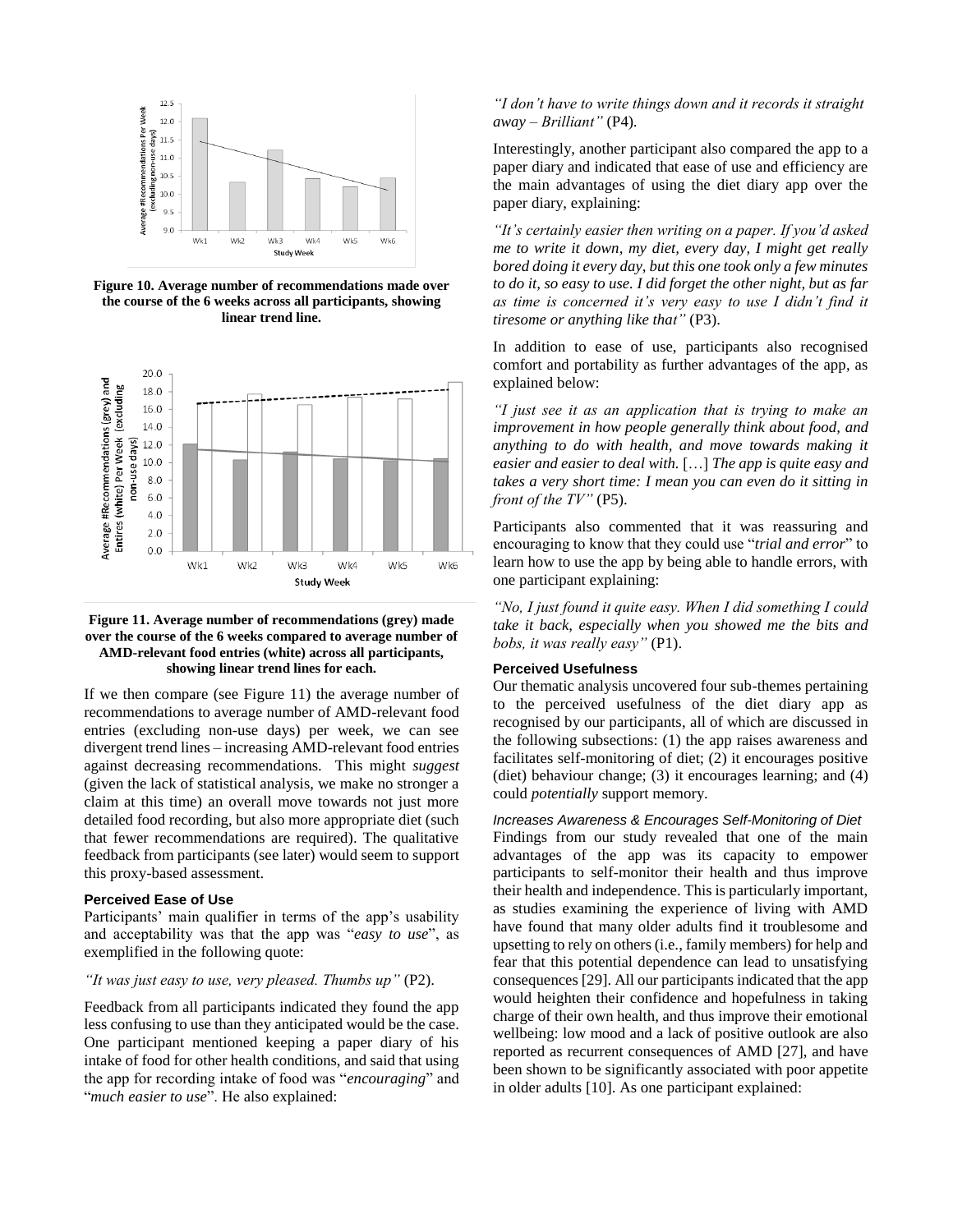Figure 10. Average number of recommendations made over the course of the 6 weeks across all participants, showing linear trend line.

Figure 11. Average number of recommendations (grey) made over the course of the 6 weeks compared to average number of AMD-relevant food entries (white) across all participants, showing linear trend lines for each.

If we then compare (see Figure 11) the average number of recommendations to average number of AMD-relevant food entries (excluding non-use days) per week, we can see divergent trend lines – increasing AMD-relevant food entries against decreasing recommendations. This might *suggest* (given the lack of statistical analysis, we make no stronger a claim at this time) an overall move towards not just more detailed food recording, but also more appropriate diet (such that fewer recommendations are required). The qualitative feedback from participants (see later) would seem to support this proxy-based assessment.

#### Perceived Ease of Use

Participants' main qualifier in terms of the app's usability and acceptability was that the app was "*easy to use*", as exemplified in the following quote:

*"It was just easy to use, very pleased. Thumbs up"* (P2).

Feedback from all participants indicated they found the app less confusing to use than they anticipated would be the case. One participant mentioned keeping a paper diary of his intake of food for other health conditions, and said that using the app for recording intake of food was "*encouraging*" and "*much easier to use*". He also explained:

*"I don't have to write things down and it records it straight away – Brilliant"* (P4).

Interestingly, another participant also compared the app to a paper diary and indicated that ease of use and efficiency are the main advantages of using the diet diary app over the paper diary, explaining:

*"It's certainly easier then writing on a paper. If you'd asked me to write it down, my diet, every day, I might get really bored doing it every day, but this one took only a few minutes to do it, so easy to use. I did forget the other night, but as far as time is concerned it's very easy to use I didn't find it tiresome or anything like that"* (P3).

In addition to ease of use, participants also recognised comfort and portability as further advantages of the app, as explained below:

*"I just see it as an application that is trying to make an improvement in how people generally think about food, and anything to do with health, and move towards making it easier and easier to deal with.* […] *The app is quite easy and takes a very short time: I mean you can even do it sitting in front of the TV"* (P5).

Participants also commented that it was reassuring and encouraging to know that they could use "*trial and error*" to learn how to use the app by being able to handle errors, with one participant explaining:

*"No, I just found it quite easy. When I did something I could take it back, especially when you showed me the bits and bobs, it was really easy"* (P1).

#### Perceived Usefulness

Our thematic analysis uncovered four sub-themes pertaining to the perceived usefulness of the diet diary app as recognised by our participants, all of which are discussed in the following subsections: (1) the app raises awareness and facilitates self-monitoring of diet; (2) it encourages positive (diet) behaviour change; (3) it encourages learning; and (4) could *potentially* support memory.

##### *Increases Awareness & Encourages Self-Monitoring of Diet*

Findings from our study revealed that one of the main advantages of the app was its capacity to empower participants to self-monitor their health and thus improve their health and independence. This is particularly important, as studies examining the experience of living with AMD have found that many older adults find it troublesome and upsetting to rely on others (i.e., family members) for help and fear that this potential dependence can lead to unsatisfying consequences [29]. All our participants indicated that the app would heighten their confidence and hopefulness in taking charge of their own health, and thus improve their emotional wellbeing: low mood and a lack of positive outlook are also reported as recurrent consequences of AMD [27], and have been shown to be significantly associated with poor appetite in older adults [10]. As one participant explained: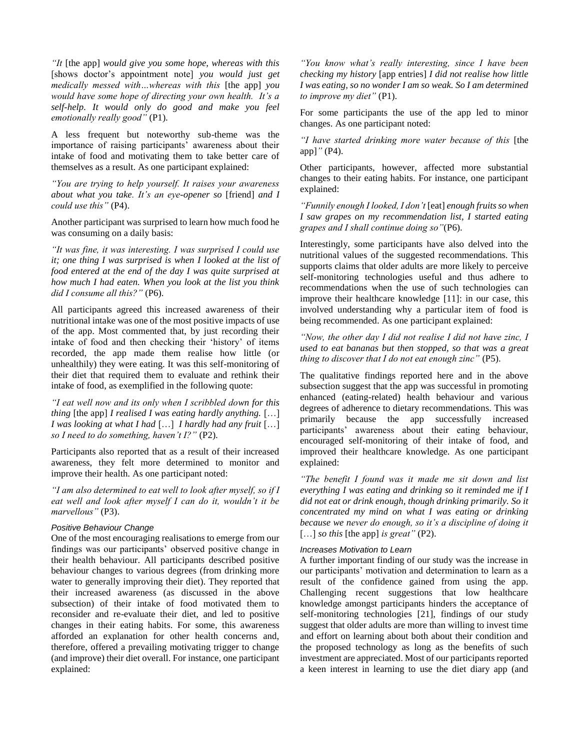*"It* [the app] *would give you some hope, whereas with this* [shows doctor's appointment note] *you would just get medically messed with…whereas with this* [the app] *you would have some hope of directing your own health. It's a self-help. It would only do good and make you feel emotionally really good"* (P1).

A less frequent but noteworthy sub-theme was the importance of raising participants' awareness about their intake of food and motivating them to take better care of themselves as a result. As one participant explained:

*"You are trying to help yourself. It raises your awareness about what you take. It's an eye-opener so* [friend] *and I could use this"* (P4).

Another participant was surprised to learn how much food he was consuming on a daily basis:

*"It was fine, it was interesting. I was surprised I could use it; one thing I was surprised is when I looked at the list of food entered at the end of the day I was quite surprised at how much I had eaten. When you look at the list you think did I consume all this?"* (P6).

All participants agreed this increased awareness of their nutritional intake was one of the most positive impacts of use of the app. Most commented that, by just recording their intake of food and then checking their 'history' of items recorded, the app made them realise how little (or unhealthily) they were eating. It was this self-monitoring of their diet that required them to evaluate and rethink their intake of food, as exemplified in the following quote:

*"I eat well now and its only when I scribbled down for this thing* [the app] *I realised I was eating hardly anything.* […] *I was looking at what I had* […] *I hardly had any fruit* […] *so I need to do something, haven't I?"* (P2).

Participants also reported that as a result of their increased awareness, they felt more determined to monitor and improve their health. As one participant noted:

*"I am also determined to eat well to look after myself, so if I eat well and look after myself I can do it, wouldn't it be marvellous"* (P3).

#### *Positive Behaviour Change*

One of the most encouraging realisations to emerge from our findings was our participants' observed positive change in their health behaviour. All participants described positive behaviour changes to various degrees (from drinking more water to generally improving their diet). They reported that their increased awareness (as discussed in the above subsection) of their intake of food motivated them to reconsider and re-evaluate their diet, and led to positive changes in their eating habits. For some, this awareness afforded an explanation for other health concerns and, therefore, offered a prevailing motivating trigger to change (and improve) their diet overall. For instance, one participant explained:

*"You know what's really interesting, since I have been checking my history* [app entries] *I did not realise how little I was eating, so no wonder I am so weak. So I am determined to improve my diet"* (P1).

For some participants the use of the app led to minor changes. As one participant noted:

*"I have started drinking more water because of this* [the app]*"* (P4).

Other participants, however, affected more substantial changes to their eating habits. For instance, one participant explained:

*"Funnily enough I looked, I don't* [eat] *enough fruits so when I saw grapes on my recommendation list, I started eating grapes and I shall continue doing so"*(P6).

Interestingly, some participants have also delved into the nutritional values of the suggested recommendations. This supports claims that older adults are more likely to perceive self-monitoring technologies useful and thus adhere to recommendations when the use of such technologies can improve their healthcare knowledge [11]: in our case, this involved understanding why a particular item of food is being recommended. As one participant explained:

*"Now, the other day I did not realise I did not have zinc, I used to eat bananas but then stopped, so that was a great thing to discover that I do not eat enough zinc"* (P5).

The qualitative findings reported here and in the above subsection suggest that the app was successful in promoting enhanced (eating-related) health behaviour and various degrees of adherence to dietary recommendations. This was primarily because the app successfully increased participants' awareness about their eating behaviour, encouraged self-monitoring of their intake of food, and improved their healthcare knowledge. As one participant explained:

*"The benefit I found was it made me sit down and list everything I was eating and drinking so it reminded me if I did not eat or drink enough, though drinking primarily. So it concentrated my mind on what I was eating or drinking because we never do enough, so it's a discipline of doing it* […] *so this* [the app] *is great"* (P2).

#### *Increases Motivation to Learn*

A further important finding of our study was the increase in our participants' motivation and determination to learn as a result of the confidence gained from using the app. Challenging recent suggestions that low healthcare knowledge amongst participants hinders the acceptance of self-monitoring technologies [21], findings of our study suggest that older adults are more than willing to invest time and effort on learning about both about their condition and the proposed technology as long as the benefits of such investment are appreciated. Most of our participants reported a keen interest in learning to use the diet diary app (and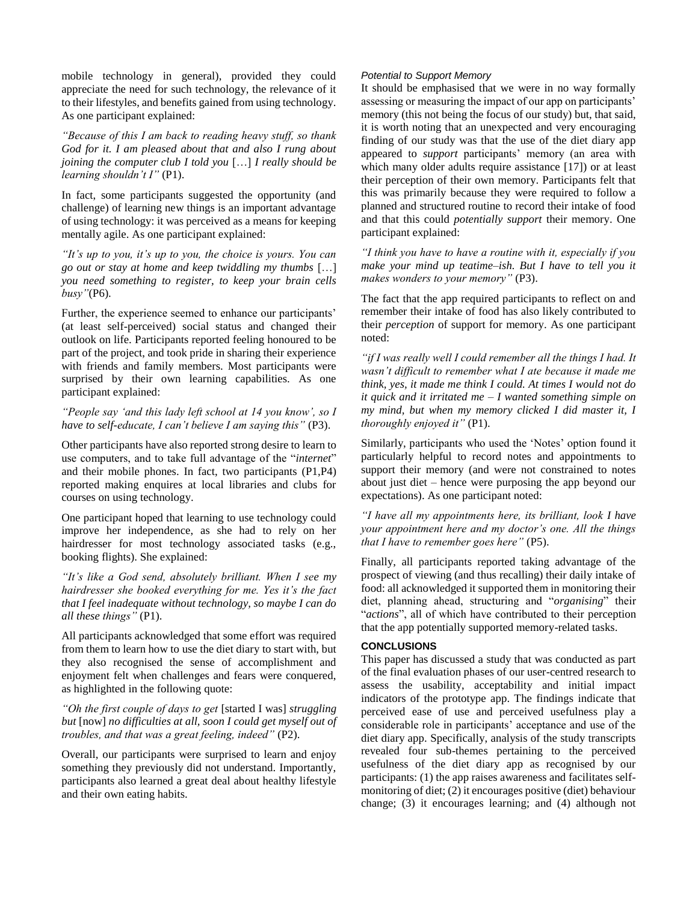mobile technology in general), provided they could appreciate the need for such technology, the relevance of it to their lifestyles, and benefits gained from using technology. As one participant explained:

*"Because of this I am back to reading heavy stuff, so thank God for it. I am pleased about that and also I rung about joining the computer club I told you* […] *I really should be learning shouldn't I"* (P1).

In fact, some participants suggested the opportunity (and challenge) of learning new things is an important advantage of using technology: it was perceived as a means for keeping mentally agile. As one participant explained:

*"It's up to you, it's up to you, the choice is yours. You can go out or stay at home and keep twiddling my thumbs* […] *you need something to register, to keep your brain cells busy"*(P6).

Further, the experience seemed to enhance our participants' (at least self-perceived) social status and changed their outlook on life. Participants reported feeling honoured to be part of the project, and took pride in sharing their experience with friends and family members. Most participants were surprised by their own learning capabilities. As one participant explained:

*"People say 'and this lady left school at 14 you know', so I have to self-educate, I can't believe I am saying this"* (P3).

Other participants have also reported strong desire to learn to use computers, and to take full advantage of the "*internet*" and their mobile phones. In fact, two participants (P1,P4) reported making enquires at local libraries and clubs for courses on using technology.

One participant hoped that learning to use technology could improve her independence, as she had to rely on her hairdresser for most technology associated tasks (e.g., booking flights). She explained:

*"It's like a God send, absolutely brilliant. When I see my hairdresser she booked everything for me. Yes it's the fact that I feel inadequate without technology, so maybe I can do all these things"* (P1).

All participants acknowledged that some effort was required from them to learn how to use the diet diary to start with, but they also recognised the sense of accomplishment and enjoyment felt when challenges and fears were conquered, as highlighted in the following quote:

*"Oh the first couple of days to get* [started I was] *struggling but* [now] *no difficulties at all, soon I could get myself out of troubles, and that was a great feeling, indeed"* (P2).

Overall, our participants were surprised to learn and enjoy something they previously did not understand. Importantly, participants also learned a great deal about healthy lifestyle and their own eating habits.

#### *Potential to Support Memory*

It should be emphasised that we were in no way formally assessing or measuring the impact of our app on participants' memory (this not being the focus of our study) but, that said, it is worth noting that an unexpected and very encouraging finding of our study was that the use of the diet diary app appeared to *support* participants' memory (an area with which many older adults require assistance [17]) or at least their perception of their own memory. Participants felt that this was primarily because they were required to follow a planned and structured routine to record their intake of food and that this could *potentially support* their memory. One participant explained:

*"I think you have to have a routine with it, especially if you make your mind up teatime–ish. But I have to tell you it makes wonders to your memory"* (P3).

The fact that the app required participants to reflect on and remember their intake of food has also likely contributed to their *perception* of support for memory. As one participant noted:

*"if I was really well I could remember all the things I had. It wasn't difficult to remember what I ate because it made me think, yes, it made me think I could. At times I would not do it quick and it irritated me – I wanted something simple on my mind, but when my memory clicked I did master it, I thoroughly enjoyed it"* (P1).

Similarly, participants who used the 'Notes' option found it particularly helpful to record notes and appointments to support their memory (and were not constrained to notes about just diet – hence were purposing the app beyond our expectations). As one participant noted:

*"I have all my appointments here, its brilliant, look I have your appointment here and my doctor's one. All the things that I have to remember goes here"* (P5).

Finally, all participants reported taking advantage of the prospect of viewing (and thus recalling) their daily intake of food: all acknowledged it supported them in monitoring their diet, planning ahead, structuring and "*organising*" their "*actions*", all of which have contributed to their perception that the app potentially supported memory-related tasks.

## CONCLUSIONS

This paper has discussed a study that was conducted as part of the final evaluation phases of our user-centred research to assess the usability, acceptability and initial impact indicators of the prototype app. The findings indicate that perceived ease of use and perceived usefulness play a considerable role in participants' acceptance and use of the diet diary app. Specifically, analysis of the study transcripts revealed four sub-themes pertaining to the perceived usefulness of the diet diary app as recognised by our participants: (1) the app raises awareness and facilitates self-monitoring of diet; (2) it encourages positive (diet) behaviour change; (3) it encourages learning; and (4) although not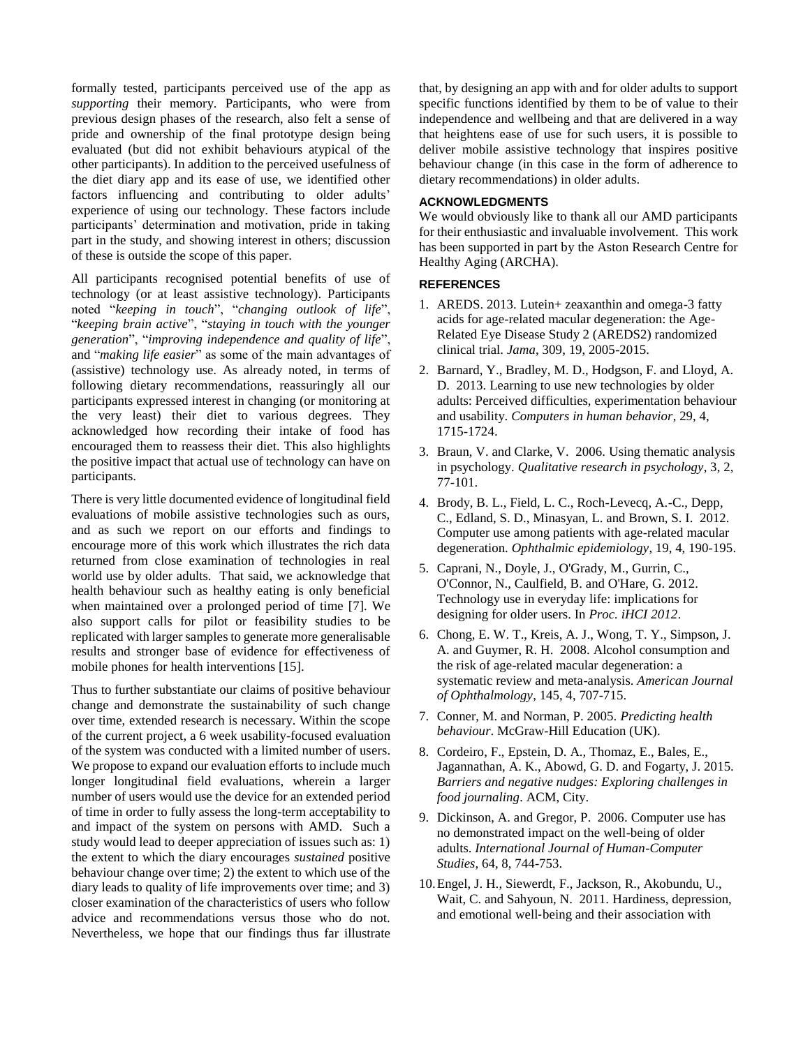formally tested, participants perceived use of the app as *supporting* their memory. Participants, who were from previous design phases of the research, also felt a sense of pride and ownership of the final prototype design being evaluated (but did not exhibit behaviours atypical of the other participants). In addition to the perceived usefulness of the diet diary app and its ease of use, we identified other factors influencing and contributing to older adults' experience of using our technology. These factors include participants' determination and motivation, pride in taking part in the study, and showing interest in others; discussion of these is outside the scope of this paper.

All participants recognised potential benefits of use of technology (or at least assistive technology). Participants noted "*keeping in touch*", "*changing outlook of life*", "*keeping brain active*", "*staying in touch with the younger generation*", "*improving independence and quality of life*", and "*making life easier*" as some of the main advantages of (assistive) technology use. As already noted, in terms of following dietary recommendations, reassuringly all our participants expressed interest in changing (or monitoring at the very least) their diet to various degrees. They acknowledged how recording their intake of food has encouraged them to reassess their diet. This also highlights the positive impact that actual use of technology can have on participants.

There is very little documented evidence of longitudinal field evaluations of mobile assistive technologies such as ours, and as such we report on our efforts and findings to encourage more of this work which illustrates the rich data returned from close examination of technologies in real world use by older adults. That said, we acknowledge that health behaviour such as healthy eating is only beneficial when maintained over a prolonged period of time [7]. We also support calls for pilot or feasibility studies to be replicated with larger samples to generate more generalisable results and stronger base of evidence for effectiveness of mobile phones for health interventions [15].

Thus to further substantiate our claims of positive behaviour change and demonstrate the sustainability of such change over time, extended research is necessary. Within the scope of the current project, a 6 week usability-focused evaluation of the system was conducted with a limited number of users. We propose to expand our evaluation efforts to include much longer longitudinal field evaluations, wherein a larger number of users would use the device for an extended period of time in order to fully assess the long-term acceptability to and impact of the system on persons with AMD. Such a study would lead to deeper appreciation of issues such as: 1) the extent to which the diary encourages *sustained* positive behaviour change over time; 2) the extent to which use of the diary leads to quality of life improvements over time; and 3) closer examination of the characteristics of users who follow advice and recommendations versus those who do not. Nevertheless, we hope that our findings thus far illustrate that, by designing an app with and for older adults to support specific functions identified by them to be of value to their independence and wellbeing and that are delivered in a way that heightens ease of use for such users, it is possible to deliver mobile assistive technology that inspires positive behaviour change (in this case in the form of adherence to dietary recommendations) in older adults.

## ACKNOWLEDGMENTS

We would obviously like to thank all our AMD participants for their enthusiastic and invaluable involvement. This work has been supported in part by the Aston Research Centre for Healthy Aging (ARCHA).

## REFERENCES

1. AREDS. 2013. Lutein+ zeaxanthin and omega-3 fatty acids for age-related macular degeneration: the Age-Related Eye Disease Study 2 (AREDS2) randomized clinical trial. *Jama*, 309, 19, 2005-2015.
2. Barnard, Y., Bradley, M. D., Hodgson, F. and Lloyd, A. D. 2013. Learning to use new technologies by older adults: Perceived difficulties, experimentation behaviour and usability. *Computers in human behavior*, 29, 4, 1715-1724.
3. Braun, V. and Clarke, V. 2006. Using thematic analysis in psychology. *Qualitative research in psychology*, 3, 2, 77-101.
4. Brody, B. L., Field, L. C., Roch-Levecq, A.-C., Depp, C., Edland, S. D., Minasyan, L. and Brown, S. I. 2012. Computer use among patients with age-related macular degeneration. *Ophthalmic epidemiology*, 19, 4, 190-195.
5. Caprani, N., Doyle, J., O'Grady, M., Gurrin, C., O'Connor, N., Caulfield, B. and O'Hare, G. 2012. Technology use in everyday life: implications for designing for older users. In *Proc. iHCI 2012*.
6. Chong, E. W. T., Kreis, A. J., Wong, T. Y., Simpson, J. A. and Guymer, R. H. 2008. Alcohol consumption and the risk of age-related macular degeneration: a systematic review and meta-analysis. *American Journal of Ophthalmology*, 145, 4, 707-715.
7. Conner, M. and Norman, P. 2005. *Predicting health behaviour*. McGraw-Hill Education (UK).
8. Cordeiro, F., Epstein, D. A., Thomaz, E., Bales, E., Jagannathan, A. K., Abowd, G. D. and Fogarty, J. 2015. *Barriers and negative nudges: Exploring challenges in food journaling*. ACM, City.
9. Dickinson, A. and Gregor, P. 2006. Computer use has no demonstrated impact on the well-being of older adults. *International Journal of Human-Computer Studies*, 64, 8, 744-753.
10. Engel, J. H., Siewerdt, F., Jackson, R., Akobundu, U., Wait, C. and Sahyoun, N. 2011. Hardiness, depression, and emotional well-being and their association with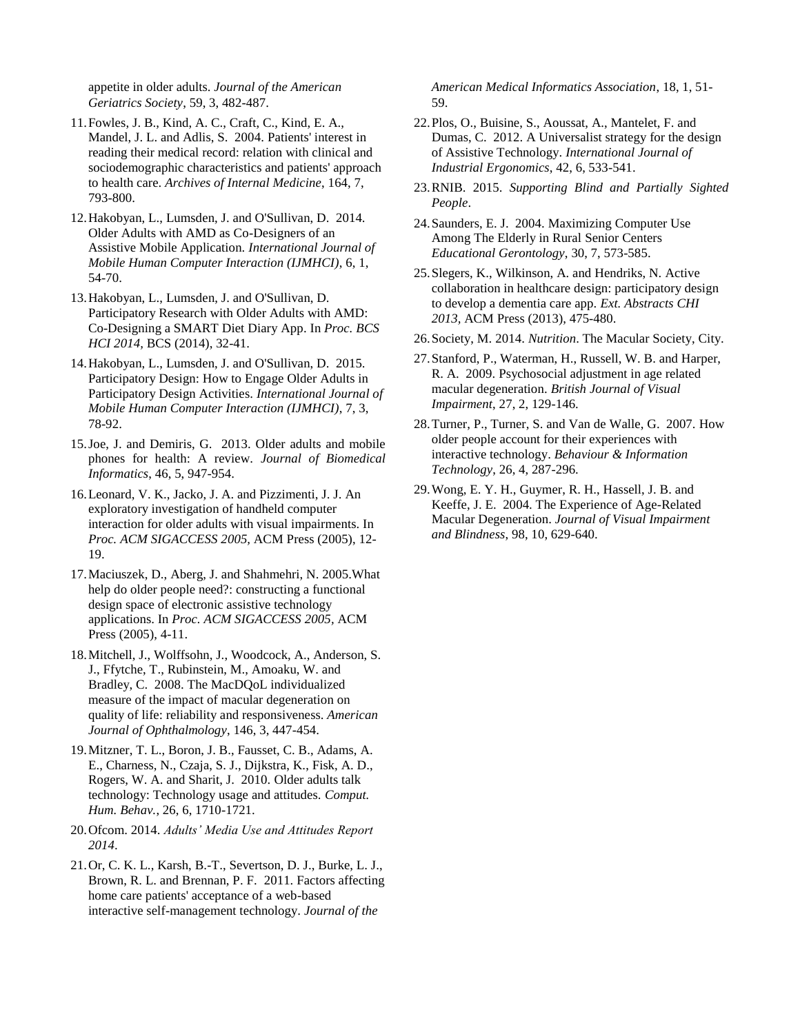appetite in older adults. *Journal of the American Geriatrics Society*, 59, 3, 482-487.

11. Fowles, J. B., Kind, A. C., Craft, C., Kind, E. A., Mandel, J. L. and Adlis, S. 2004. Patients' interest in reading their medical record: relation with clinical and sociodemographic characteristics and patients' approach to health care. *Archives of Internal Medicine*, 164, 7, 793-800.
12. Hakobyan, L., Lumsden, J. and O'Sullivan, D. 2014. Older Adults with AMD as Co-Designers of an Assistive Mobile Application. *International Journal of Mobile Human Computer Interaction (IJMHCI)*, 6, 1, 54-70.
13. Hakobyan, L., Lumsden, J. and O'Sullivan, D. Participatory Research with Older Adults with AMD: Co-Designing a SMART Diet Diary App. In *Proc. BCS HCI 2014*, BCS (2014), 32-41.
14. Hakobyan, L., Lumsden, J. and O'Sullivan, D. 2015. Participatory Design: How to Engage Older Adults in Participatory Design Activities. *International Journal of Mobile Human Computer Interaction (IJMHCI)*, 7, 3, 78-92.
15. Joe, J. and Demiris, G. 2013. Older adults and mobile phones for health: A review. *Journal of Biomedical Informatics*, 46, 5, 947-954.
16. Leonard, V. K., Jacko, J. A. and Pizzimenti, J. J. An exploratory investigation of handheld computer interaction for older adults with visual impairments. In *Proc. ACM SIGACCESS 2005*, ACM Press (2005), 12-19.
17. Maciuszek, D., Aberg, J. and Shahmehri, N. 2005.What help do older people need?: constructing a functional design space of electronic assistive technology applications. In *Proc. ACM SIGACCESS 2005*, ACM Press (2005), 4-11.
18. Mitchell, J., Wolffsohn, J., Woodcock, A., Anderson, S. J., Ffytche, T., Rubinstein, M., Amoaku, W. and Bradley, C. 2008. The MacDQoL individualized measure of the impact of macular degeneration on quality of life: reliability and responsiveness. *American Journal of Ophthalmology*, 146, 3, 447-454.
19. Mitzner, T. L., Boron, J. B., Fausset, C. B., Adams, A. E., Charness, N., Czaja, S. J., Dijkstra, K., Fisk, A. D., Rogers, W. A. and Sharit, J. 2010. Older adults talk technology: Technology usage and attitudes. *Comput. Hum. Behav.*, 26, 6, 1710-1721.
20. Ofcom. 2014. *Adults' Media Use and Attitudes Report 2014*.
21. Or, C. K. L., Karsh, B.-T., Severtson, D. J., Burke, L. J., Brown, R. L. and Brennan, P. F. 2011. Factors affecting home care patients' acceptance of a web-based interactive self-management technology. *Journal of the American Medical Informatics Association*, 18, 1, 51-59.
22. Plos, O., Buisine, S., Aoussat, A., Mantelet, F. and Dumas, C. 2012. A Universalist strategy for the design of Assistive Technology. *International Journal of Industrial Ergonomics*, 42, 6, 533-541.
23. RNIB. 2015. *Supporting Blind and Partially Sighted People*.
24. Saunders, E. J. 2004. Maximizing Computer Use Among The Elderly in Rural Senior Centers *Educational Gerontology*, 30, 7, 573-585.
25. Slegers, K., Wilkinson, A. and Hendriks, N. Active collaboration in healthcare design: participatory design to develop a dementia care app. *Ext. Abstracts CHI 2013*, ACM Press (2013), 475-480.
26. Society, M. 2014. *Nutrition*. The Macular Society, City.
27. Stanford, P., Waterman, H., Russell, W. B. and Harper, R. A. 2009. Psychosocial adjustment in age related macular degeneration. *British Journal of Visual Impairment*, 27, 2, 129-146.
28. Turner, P., Turner, S. and Van de Walle, G. 2007. How older people account for their experiences with interactive technology. *Behaviour & Information Technology*, 26, 4, 287-296.
29. Wong, E. Y. H., Guymer, R. H., Hassell, J. B. and Keeffe, J. E. 2004. The Experience of Age-Related Macular Degeneration. *Journal of Visual Impairment and Blindness*, 98, 10, 629-640.